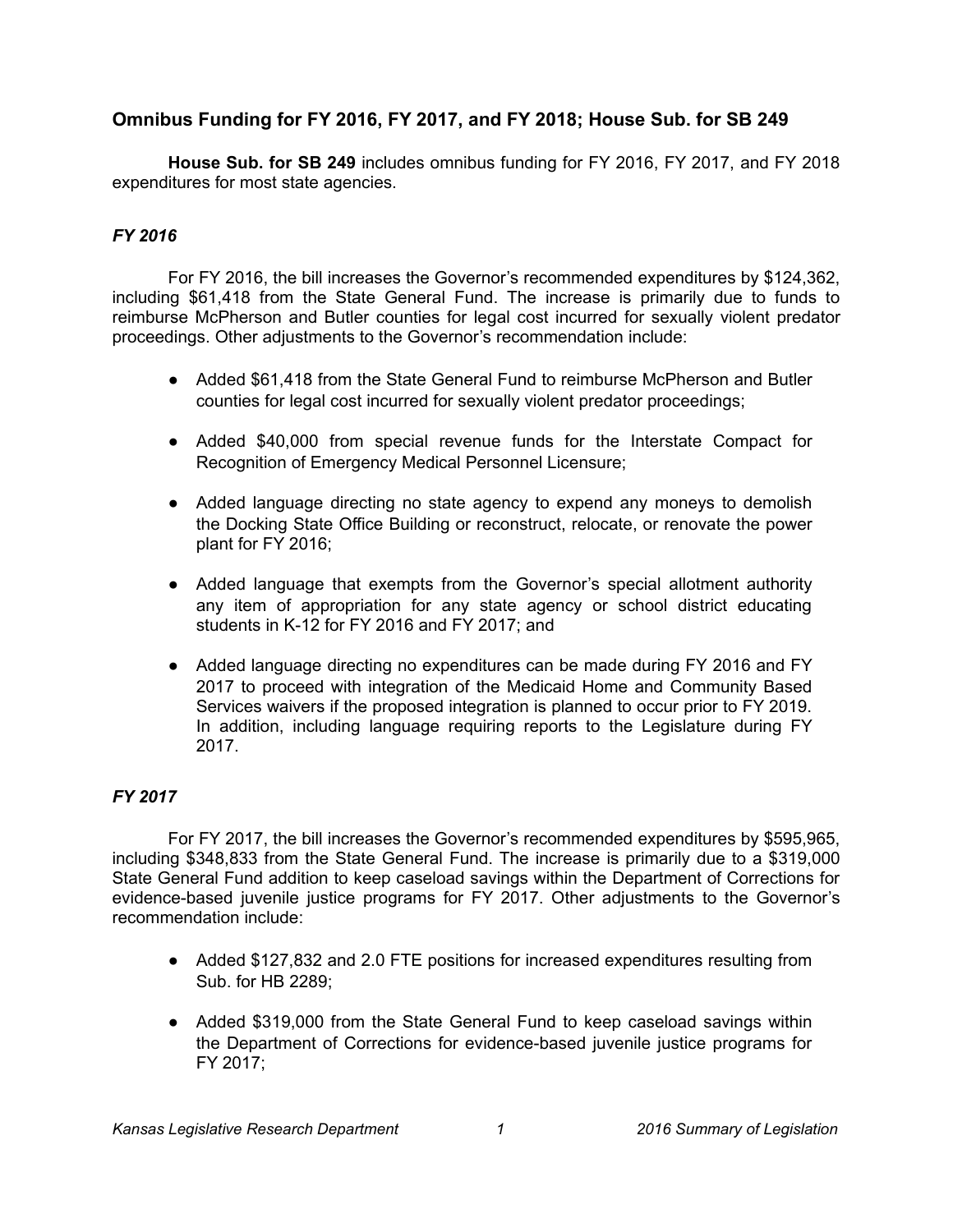## Omnibus Funding for FY 2016, FY 2017, and FY 2018; House Sub. for SB 249

**House Sub. for SB 249** includes omnibus funding for FY 2016, FY 2017, and FY 2018 expenditures for most state agencies.

### *FY 2016*

For FY 2016, the bill increases the Governor's recommended expenditures by $124,362, including $61,418 from the State General Fund. The increase is primarily due to funds to reimburse McPherson and Butler counties for legal cost incurred for sexually violent predator proceedings. Other adjustments to the Governor's recommendation include:

- Added $61,418 from the State General Fund to reimburse McPherson and Butler counties for legal cost incurred for sexually violent predator proceedings;
- Added $40,000 from special revenue funds for the Interstate Compact for Recognition of Emergency Medical Personnel Licensure;
- Added language directing no state agency to expend any moneys to demolish the Docking State Office Building or reconstruct, relocate, or renovate the power plant for FY 2016;
- Added language that exempts from the Governor's special allotment authority any item of appropriation for any state agency or school district educating students in K-12 for FY 2016 and FY 2017; and
- Added language directing no expenditures can be made during FY 2016 and FY 2017 to proceed with integration of the Medicaid Home and Community Based Services waivers if the proposed integration is planned to occur prior to FY 2019. In addition, including language requiring reports to the Legislature during FY 2017.

### *FY 2017*

For FY 2017, the bill increases the Governor's recommended expenditures by $595,965, including $348,833 from the State General Fund. The increase is primarily due to a $319,000 State General Fund addition to keep caseload savings within the Department of Corrections for evidence-based juvenile justice programs for FY 2017. Other adjustments to the Governor's recommendation include:

- Added $127,832 and 2.0 FTE positions for increased expenditures resulting from Sub. for HB 2289;
- Added $319,000 from the State General Fund to keep caseload savings within the Department of Corrections for evidence-based juvenile justice programs for FY 2017;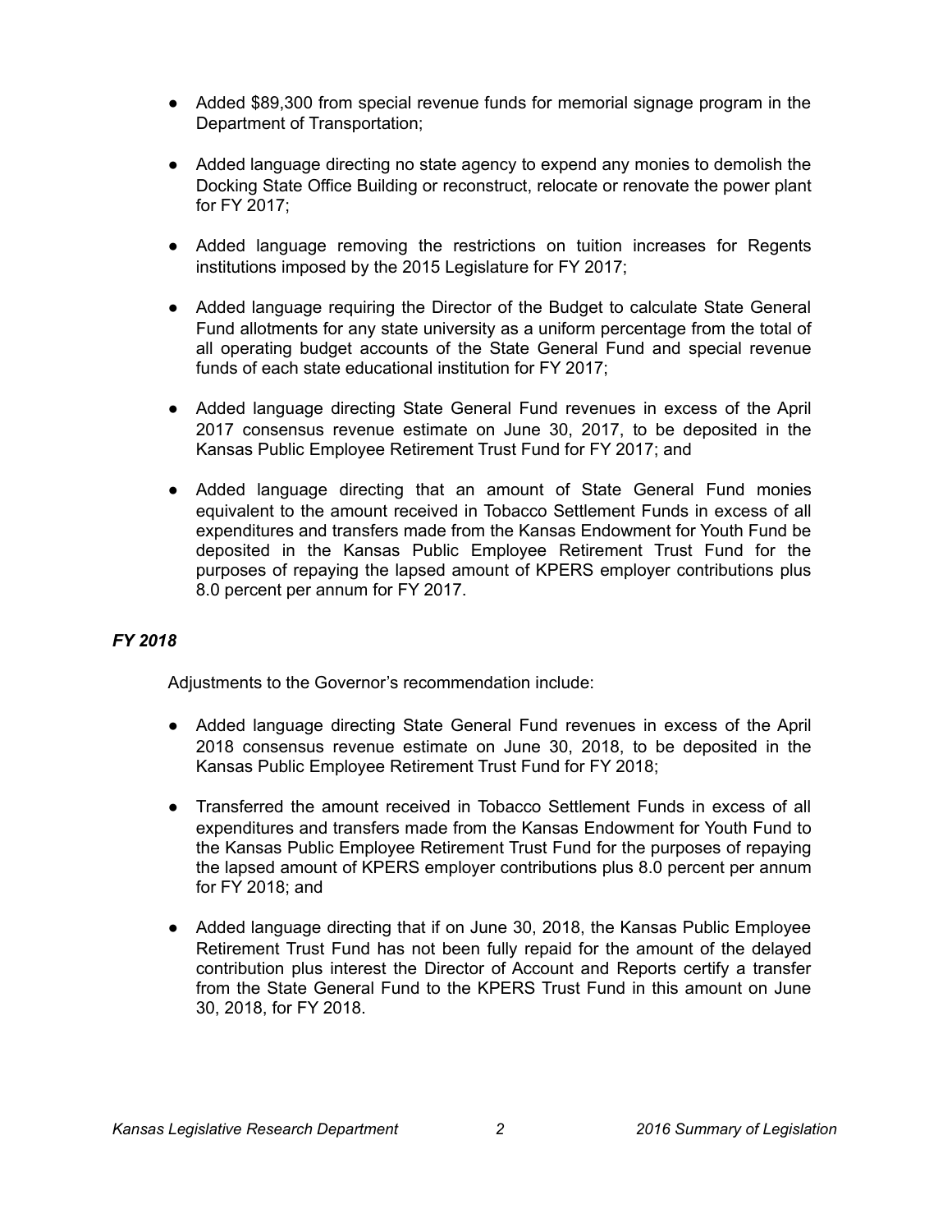- Added $89,300 from special revenue funds for memorial signage program in the Department of Transportation;
- Added language directing no state agency to expend any monies to demolish the Docking State Office Building or reconstruct, relocate or renovate the power plant for FY 2017;
- Added language removing the restrictions on tuition increases for Regents institutions imposed by the 2015 Legislature for FY 2017;
- Added language requiring the Director of the Budget to calculate State General Fund allotments for any state university as a uniform percentage from the total of all operating budget accounts of the State General Fund and special revenue funds of each state educational institution for FY 2017;
- Added language directing State General Fund revenues in excess of the April 2017 consensus revenue estimate on June 30, 2017, to be deposited in the Kansas Public Employee Retirement Trust Fund for FY 2017; and
- Added language directing that an amount of State General Fund monies equivalent to the amount received in Tobacco Settlement Funds in excess of all expenditures and transfers made from the Kansas Endowment for Youth Fund be deposited in the Kansas Public Employee Retirement Trust Fund for the purposes of repaying the lapsed amount of KPERS employer contributions plus 8.0 percent per annum for FY 2017.

### *FY 2018*

Adjustments to the Governor's recommendation include:

- Added language directing State General Fund revenues in excess of the April 2018 consensus revenue estimate on June 30, 2018, to be deposited in the Kansas Public Employee Retirement Trust Fund for FY 2018;
- Transferred the amount received in Tobacco Settlement Funds in excess of all expenditures and transfers made from the Kansas Endowment for Youth Fund to the Kansas Public Employee Retirement Trust Fund for the purposes of repaying the lapsed amount of KPERS employer contributions plus 8.0 percent per annum for FY 2018; and
- Added language directing that if on June 30, 2018, the Kansas Public Employee Retirement Trust Fund has not been fully repaid for the amount of the delayed contribution plus interest the Director of Account and Reports certify a transfer from the State General Fund to the KPERS Trust Fund in this amount on June 30, 2018, for FY 2018.